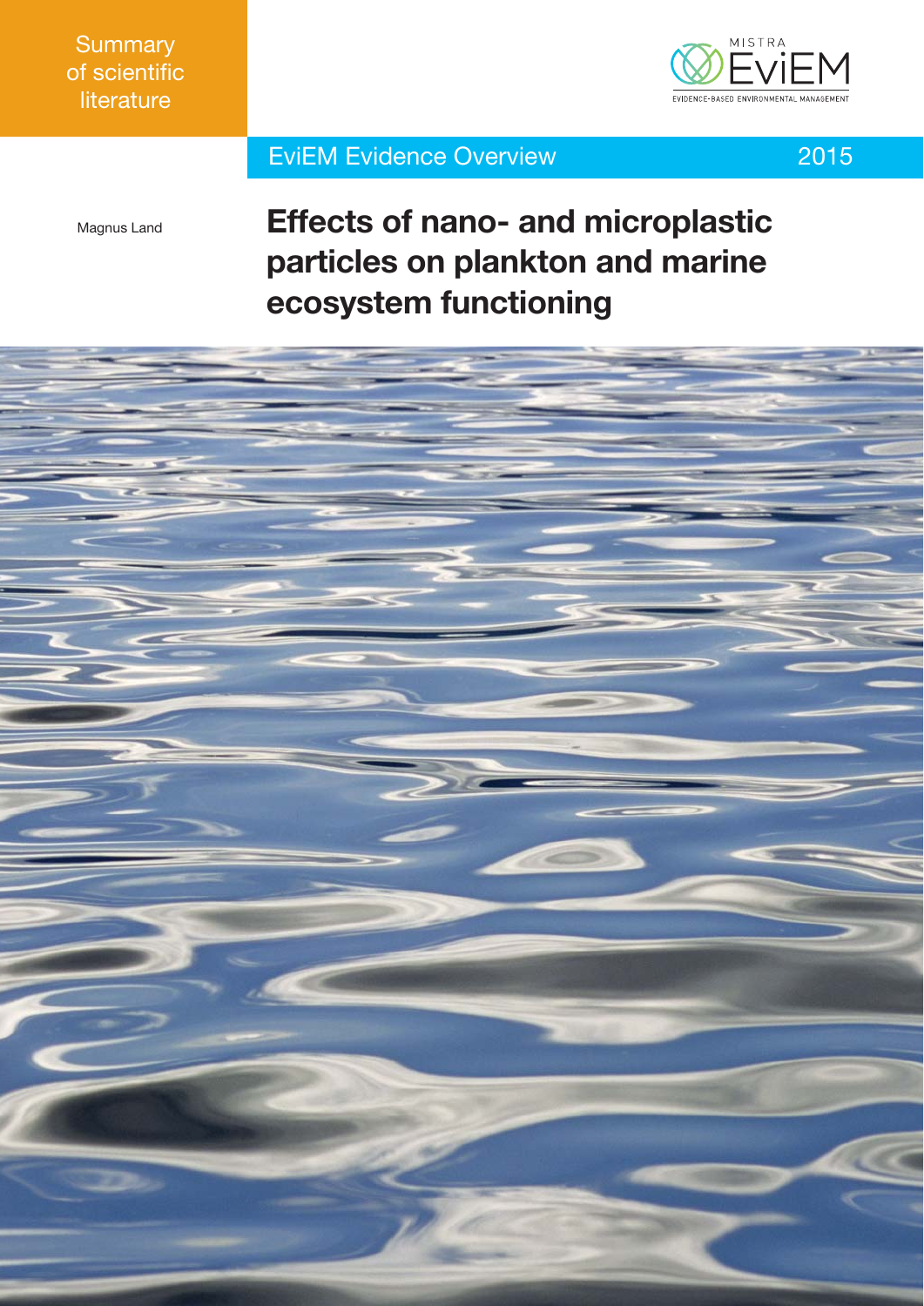Summary of scientific literature

MISTRA EviEM
EVIDENCE-BASED ENVIRONMENTAL MANAGEMENT

EviEM Evidence Overview 2015

Magnus Land

# Effects of nano- and microplastic particles on plankton and marine ecosystem functioning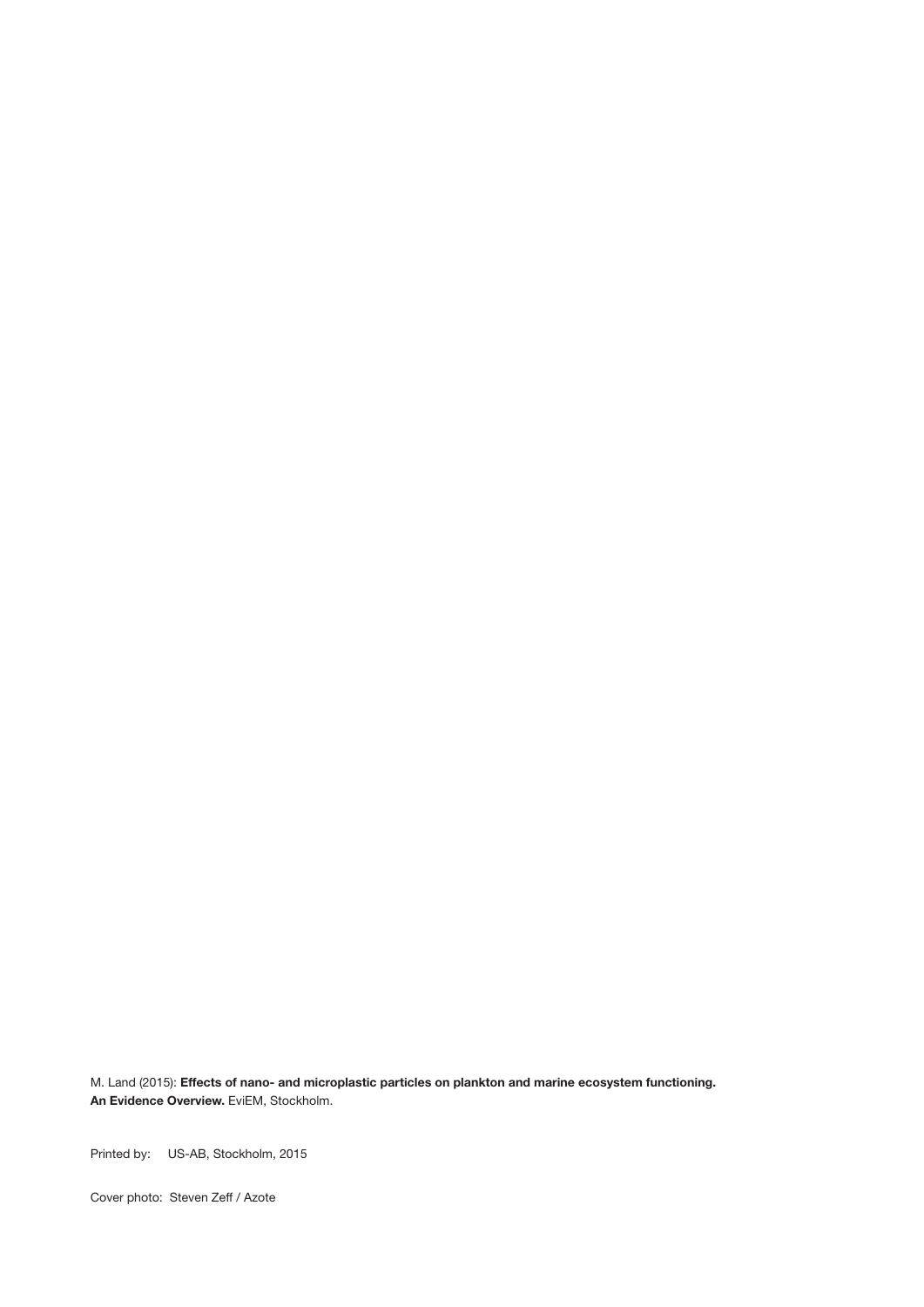M. Land (2015): **Effects of nano- and microplastic particles on plankton and marine ecosystem functioning. An Evidence Overview.** EviEM, Stockholm.

Printed by: US-AB, Stockholm, 2015

Cover photo: Steven Zeff / Azote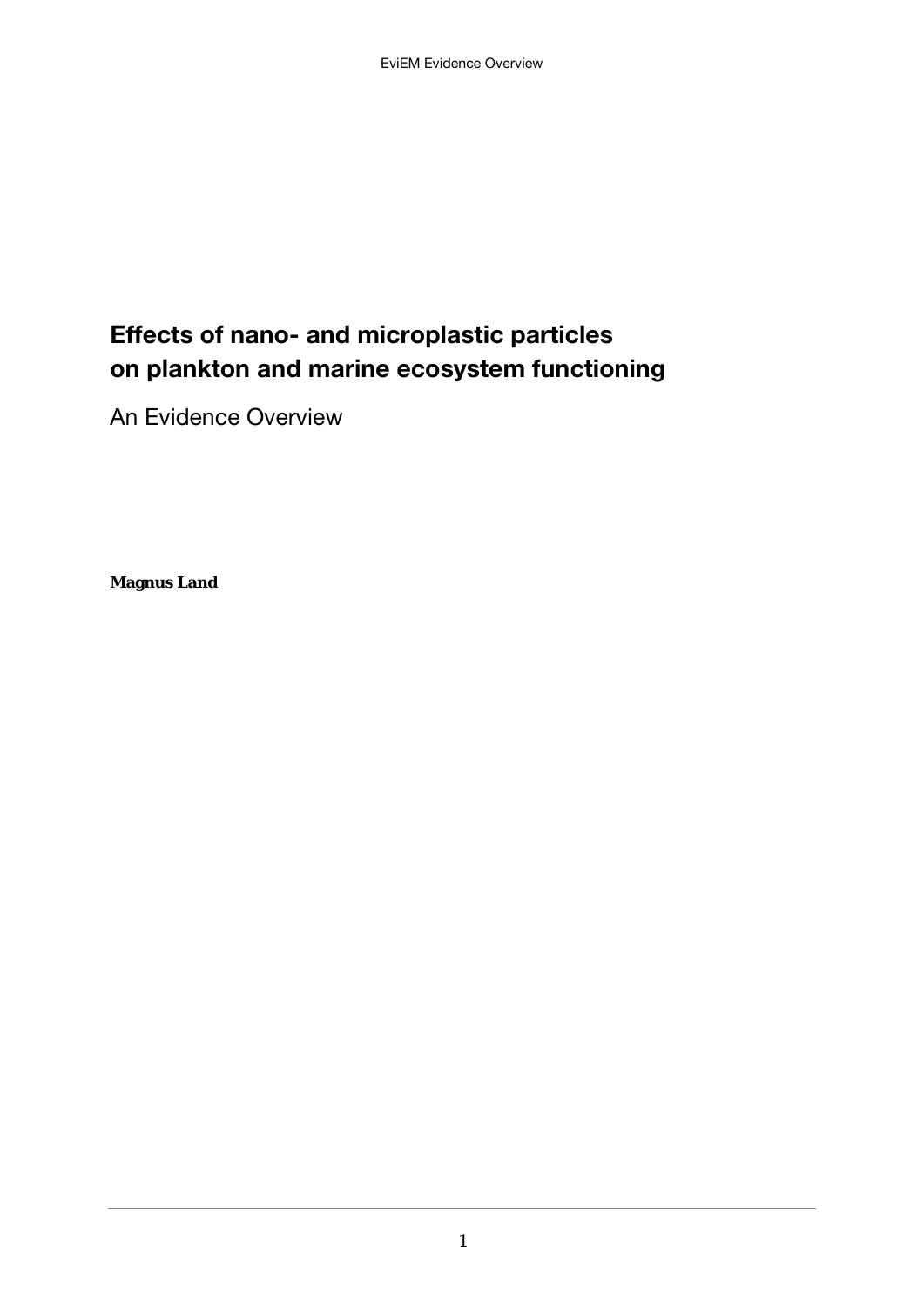# Effects of nano- and microplastic particles on plankton and marine ecosystem functioning

An Evidence Overview

**Magnus Land**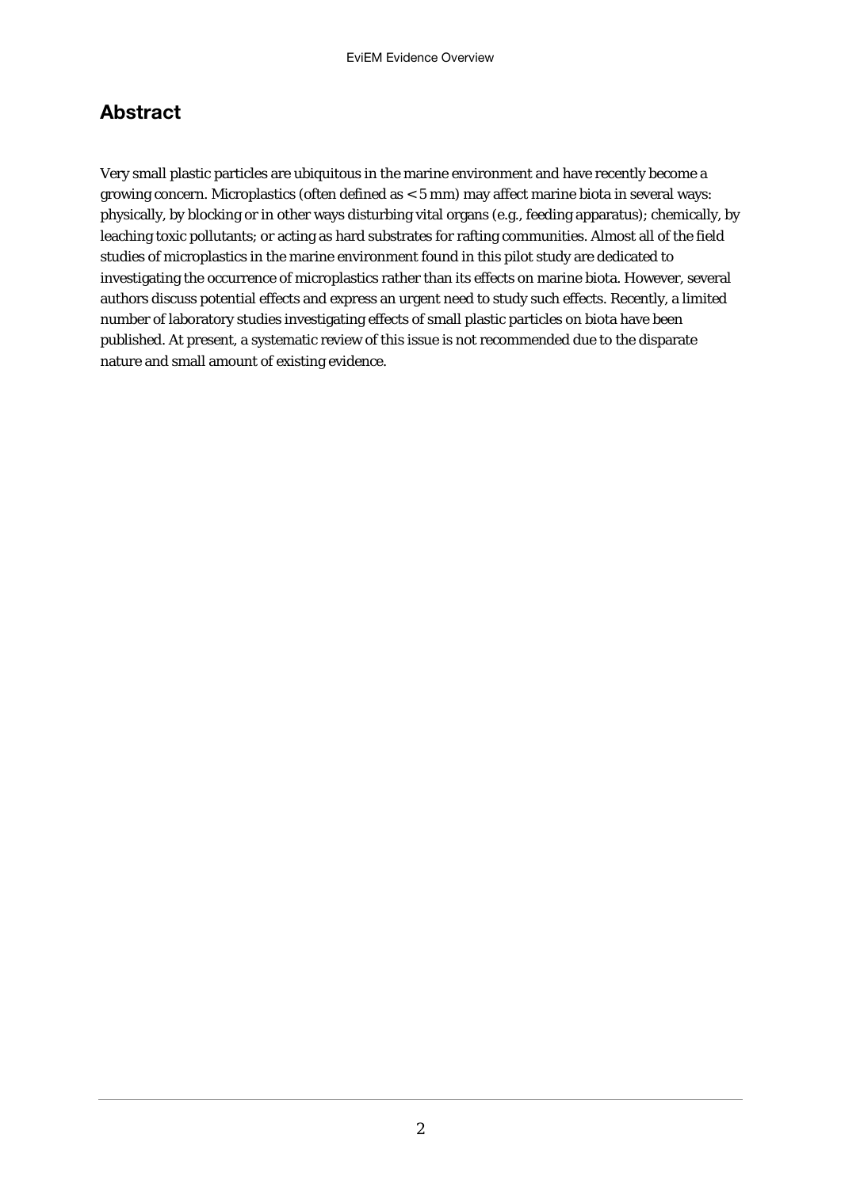## Abstract

Very small plastic particles are ubiquitous in the marine environment and have recently become a growing concern. Microplastics (often defined as < 5 mm) may affect marine biota in several ways: physically, by blocking or in other ways disturbing vital organs (e.g., feeding apparatus); chemically, by leaching toxic pollutants; or acting as hard substrates for rafting communities. Almost all of the field studies of microplastics in the marine environment found in this pilot study are dedicated to investigating the occurrence of microplastics rather than its effects on marine biota. However, several authors discuss potential effects and express an urgent need to study such effects. Recently, a limited number of laboratory studies investigating effects of small plastic particles on biota have been published. At present, a systematic review of this issue is not recommended due to the disparate nature and small amount of existing evidence.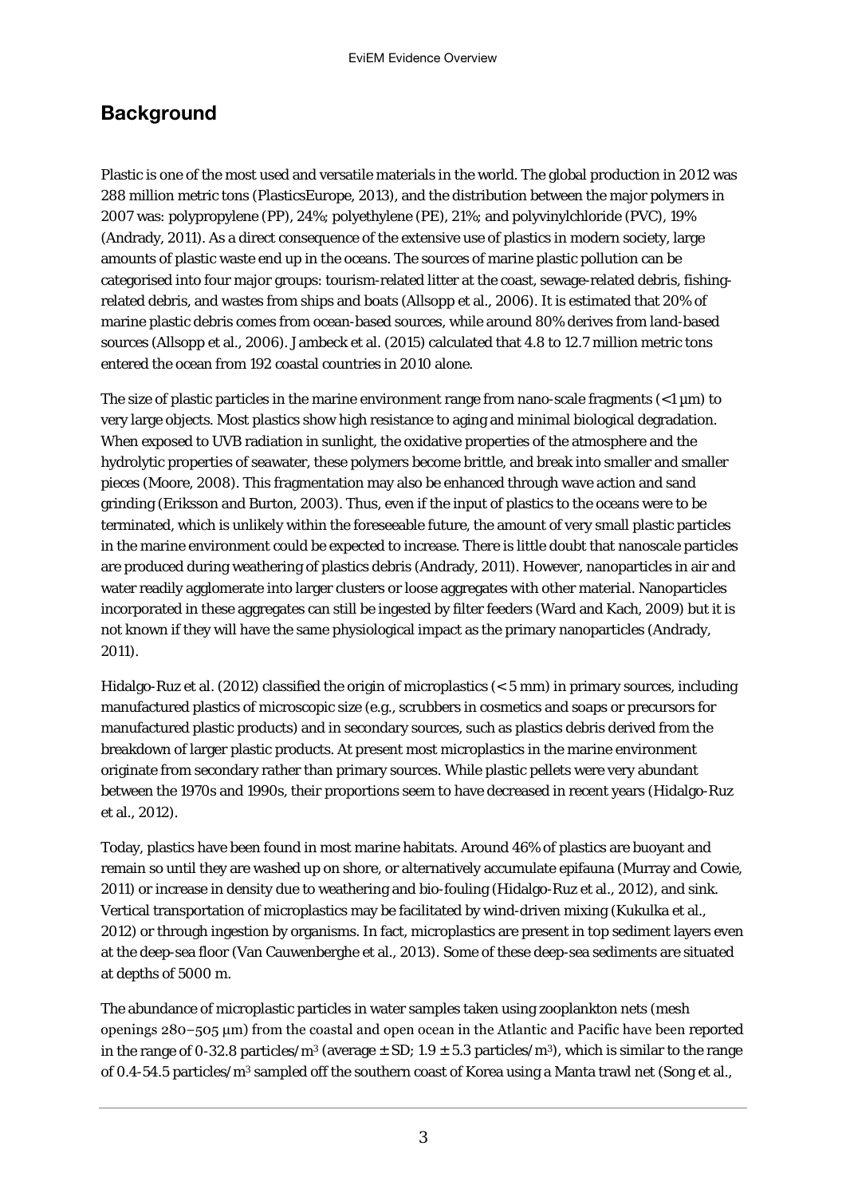## Background

Plastic is one of the most used and versatile materials in the world. The global production in 2012 was 288 million metric tons (PlasticsEurope, 2013), and the distribution between the major polymers in 2007 was: polypropylene (PP), 24%; polyethylene (PE), 21%; and polyvinylchloride (PVC), 19% (Andrady, 2011). As a direct consequence of the extensive use of plastics in modern society, large amounts of plastic waste end up in the oceans. The sources of marine plastic pollution can be categorised into four major groups: tourism-related litter at the coast, sewage-related debris, fishing-related debris, and wastes from ships and boats (Allsopp et al., 2006). It is estimated that 20% of marine plastic debris comes from ocean-based sources, while around 80% derives from land-based sources (Allsopp et al., 2006). Jambeck et al. (2015) calculated that 4.8 to 12.7 million metric tons entered the ocean from 192 coastal countries in 2010 alone.

The size of plastic particles in the marine environment range from nano-scale fragments (<1 µm) to very large objects. Most plastics show high resistance to aging and minimal biological degradation. When exposed to UVB radiation in sunlight, the oxidative properties of the atmosphere and the hydrolytic properties of seawater, these polymers become brittle, and break into smaller and smaller pieces (Moore, 2008). This fragmentation may also be enhanced through wave action and sand grinding (Eriksson and Burton, 2003). Thus, even if the input of plastics to the oceans were to be terminated, which is unlikely within the foreseeable future, the amount of very small plastic particles in the marine environment could be expected to increase. There is little doubt that nanoscale particles are produced during weathering of plastics debris (Andrady, 2011). However, nanoparticles in air and water readily agglomerate into larger clusters or loose aggregates with other material. Nanoparticles incorporated in these aggregates can still be ingested by filter feeders (Ward and Kach, 2009) but it is not known if they will have the same physiological impact as the primary nanoparticles (Andrady, 2011).

Hidalgo-Ruz et al. (2012) classified the origin of microplastics (< 5 mm) in primary sources, including manufactured plastics of microscopic size (e.g., scrubbers in cosmetics and soaps or precursors for manufactured plastic products) and in secondary sources, such as plastics debris derived from the breakdown of larger plastic products. At present most microplastics in the marine environment originate from secondary rather than primary sources. While plastic pellets were very abundant between the 1970s and 1990s, their proportions seem to have decreased in recent years (Hidalgo-Ruz et al., 2012).

Today, plastics have been found in most marine habitats. Around 46% of plastics are buoyant and remain so until they are washed up on shore, or alternatively accumulate epifauna (Murray and Cowie, 2011) or increase in density due to weathering and bio-fouling (Hidalgo-Ruz et al., 2012), and sink. Vertical transportation of microplastics may be facilitated by wind-driven mixing (Kukulka et al., 2012) or through ingestion by organisms. In fact, microplastics are present in top sediment layers even at the deep-sea floor (Van Cauwenberghe et al., 2013). Some of these deep-sea sediments are situated at depths of 5000 m.

The abundance of microplastic particles in water samples taken using zooplankton nets (mesh openings 280–505 µm) from the coastal and open ocean in the Atlantic and Pacific have been reported in the range of 0-32.8 particles/$m^3$ (average ± SD; 1.9 ± 5.3 particles/$m^3$), which is similar to the range of 0.4-54.5 particles/$m^3$ sampled off the southern coast of Korea using a Manta trawl net (Song et al.,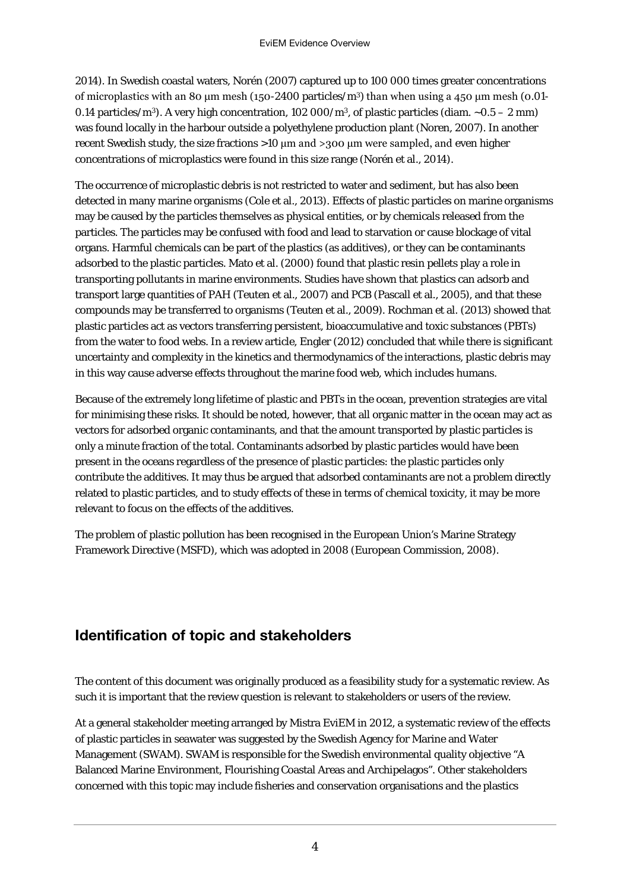2014). In Swedish coastal waters, Norén (2007) captured up to 100 000 times greater concentrations of microplastics with an 80 µm mesh (150-2400 particles/$m^3$) than when using a 450 µm mesh (0.01-0.14 particles/$m^3$). A very high concentration, 102 000/$m^3$, of plastic particles (diam. ~0.5 – 2 mm) was found locally in the harbour outside a polyethylene production plant (Noren, 2007). In another recent Swedish study, the size fractions >10 µm and >300 µm were sampled, and even higher concentrations of microplastics were found in this size range (Norén et al., 2014).

The occurrence of microplastic debris is not restricted to water and sediment, but has also been detected in many marine organisms (Cole et al., 2013). Effects of plastic particles on marine organisms may be caused by the particles themselves as physical entities, or by chemicals released from the particles. The particles may be confused with food and lead to starvation or cause blockage of vital organs. Harmful chemicals can be part of the plastics (as additives), or they can be contaminants adsorbed to the plastic particles. Mato et al. (2000) found that plastic resin pellets play a role in transporting pollutants in marine environments. Studies have shown that plastics can adsorb and transport large quantities of PAH (Teuten et al., 2007) and PCB (Pascall et al., 2005), and that these compounds may be transferred to organisms (Teuten et al., 2009). Rochman et al. (2013) showed that plastic particles act as vectors transferring persistent, bioaccumulative and toxic substances (PBTs) from the water to food webs. In a review article, Engler (2012) concluded that while there is significant uncertainty and complexity in the kinetics and thermodynamics of the interactions, plastic debris may in this way cause adverse effects throughout the marine food web, which includes humans.

Because of the extremely long lifetime of plastic and PBTs in the ocean, prevention strategies are vital for minimising these risks. It should be noted, however, that all organic matter in the ocean may act as vectors for adsorbed organic contaminants, and that the amount transported by plastic particles is only a minute fraction of the total. Contaminants adsorbed by plastic particles would have been present in the oceans regardless of the presence of plastic particles: the plastic particles only contribute the additives. It may thus be argued that adsorbed contaminants are not a problem directly related to plastic particles, and to study effects of these in terms of chemical toxicity, it may be more relevant to focus on the effects of the additives.

The problem of plastic pollution has been recognised in the European Union's Marine Strategy Framework Directive (MSFD), which was adopted in 2008 (European Commission, 2008).

## Identification of topic and stakeholders

The content of this document was originally produced as a feasibility study for a systematic review. As such it is important that the review question is relevant to stakeholders or users of the review.

At a general stakeholder meeting arranged by Mistra EviEM in 2012, a systematic review of the effects of plastic particles in seawater was suggested by the Swedish Agency for Marine and Water Management (SWAM). SWAM is responsible for the Swedish environmental quality objective "A Balanced Marine Environment, Flourishing Coastal Areas and Archipelagos". Other stakeholders concerned with this topic may include fisheries and conservation organisations and the plastics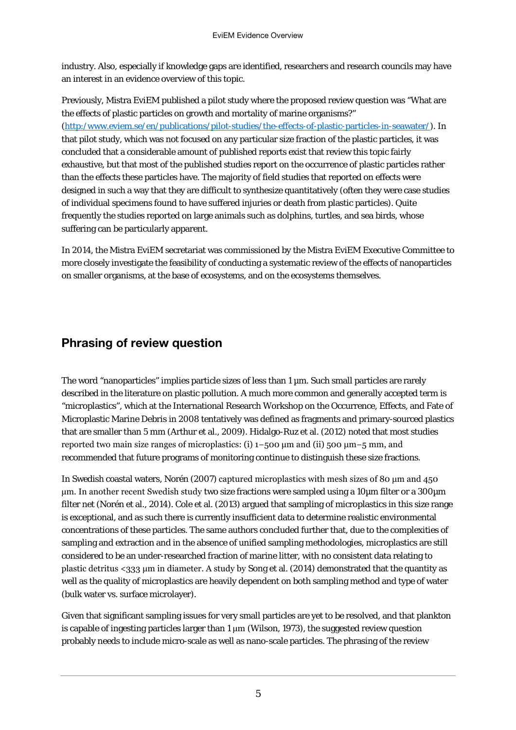industry. Also, especially if knowledge gaps are identified, researchers and research councils may have an interest in an evidence overview of this topic.

Previously, Mistra EviEM published a pilot study where the proposed review question was "What are the effects of plastic particles on growth and mortality of marine organisms?" (http:/www.eviem.se/en/publications/pilot-studies/the-effects-of-plastic-particles-in-seawater/). In that pilot study, which was not focused on any particular size fraction of the plastic particles, it was concluded that a considerable amount of published reports exist that review this topic fairly exhaustive, but that most of the published studies report on the occurrence of plastic particles rather than the effects these particles have. The majority of field studies that reported on effects were designed in such a way that they are difficult to synthesize quantitatively (often they were case studies of individual specimens found to have suffered injuries or death from plastic particles). Quite frequently the studies reported on large animals such as dolphins, turtles, and sea birds, whose suffering can be particularly apparent.

In 2014, the Mistra EviEM secretariat was commissioned by the Mistra EviEM Executive Committee to more closely investigate the feasibility of conducting a systematic review of the effects of nanoparticles on smaller organisms, at the base of ecosystems, and on the ecosystems themselves.

## Phrasing of review question

The word "nanoparticles" implies particle sizes of less than 1 µm. Such small particles are rarely described in the literature on plastic pollution. A much more common and generally accepted term is "microplastics", which at the International Research Workshop on the Occurrence, Effects, and Fate of Microplastic Marine Debris in 2008 tentatively was defined as fragments and primary-sourced plastics that are smaller than 5 mm (Arthur et al., 2009). Hidalgo-Ruz et al. (2012) noted that most studies reported two main size ranges of microplastics: (i) 1–500 µm and (ii) 500 µm–5 mm, and recommended that future programs of monitoring continue to distinguish these size fractions.

In Swedish coastal waters, Norén (2007) captured microplastics with mesh sizes of 80 µm and 450 µm. In another recent Swedish study two size fractions were sampled using a 10µm filter or a 300µm filter net (Norén et al., 2014). Cole et al. (2013) argued that sampling of microplastics in this size range is exceptional, and as such there is currently insufficient data to determine realistic environmental concentrations of these particles. The same authors concluded further that, due to the complexities of sampling and extraction and in the absence of unified sampling methodologies, microplastics are still considered to be an under-researched fraction of marine litter, with no consistent data relating to plastic detritus <333 µm in diameter. A study by Song et al. (2014) demonstrated that the quantity as well as the quality of microplastics are heavily dependent on both sampling method and type of water (bulk water vs. surface microlayer).

Given that significant sampling issues for very small particles are yet to be resolved, and that plankton is capable of ingesting particles larger than 1 µm (Wilson, 1973), the suggested review question probably needs to include micro-scale as well as nano-scale particles. The phrasing of the review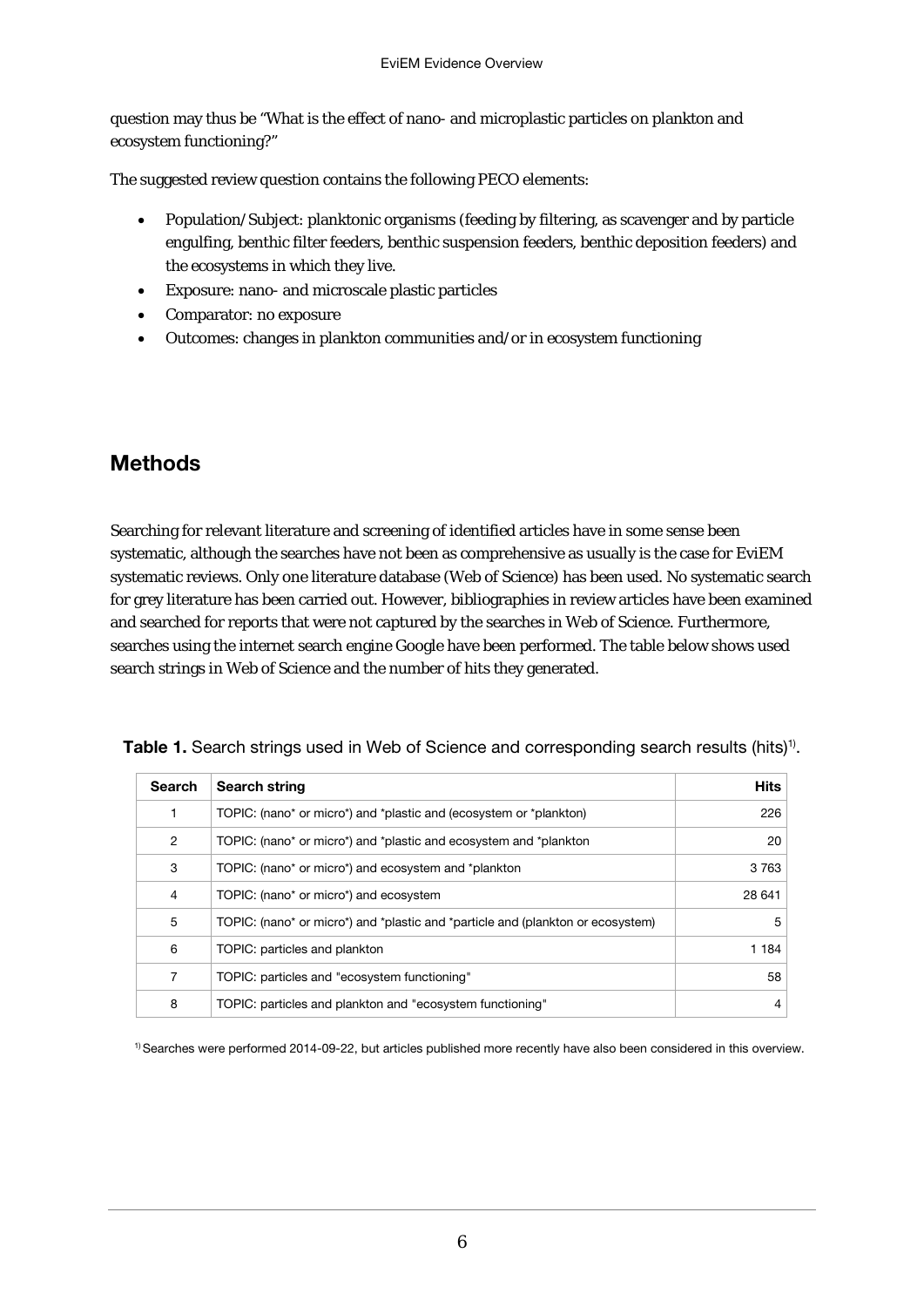question may thus be "What is the effect of nano- and microplastic particles on plankton and ecosystem functioning?"

The suggested review question contains the following PECO elements:

- Population/Subject: planktonic organisms (feeding by filtering, as scavenger and by particle engulfing, benthic filter feeders, benthic suspension feeders, benthic deposition feeders) and the ecosystems in which they live.
- Exposure: nano- and microscale plastic particles
- Comparator: no exposure
- Outcomes: changes in plankton communities and/or in ecosystem functioning

## Methods

Searching for relevant literature and screening of identified articles have in some sense been systematic, although the searches have not been as comprehensive as usually is the case for EviEM systematic reviews. Only one literature database (Web of Science) has been used. No systematic search for grey literature has been carried out. However, bibliographies in review articles have been examined and searched for reports that were not captured by the searches in Web of Science. Furthermore, searches using the internet search engine Google have been performed. The table below shows used search strings in Web of Science and the number of hits they generated.

**Table 1.** Search strings used in Web of Science and corresponding search results (hits)[1)].

| Search | Search string | Hits |
|---|---|---|
| 1 | TOPIC: (nano* or micro*) and *plastic and (ecosystem or *plankton) | 226 |
| 2 | TOPIC: (nano* or micro*) and *plastic and ecosystem and *plankton | 20 |
| 3 | TOPIC: (nano* or micro*) and ecosystem and *plankton | 3 763 |
| 4 | TOPIC: (nano* or micro*) and ecosystem | 28 641 |
| 5 | TOPIC: (nano* or micro*) and *plastic and *particle and (plankton or ecosystem) | 5 |
| 6 | TOPIC: particles and plankton | 1 184 |
| 7 | TOPIC: particles and "ecosystem functioning" | 58 |
| 8 | TOPIC: particles and plankton and "ecosystem functioning" | 4 |

[1)] Searches were performed 2014-09-22, but articles published more recently have also been considered in this overview.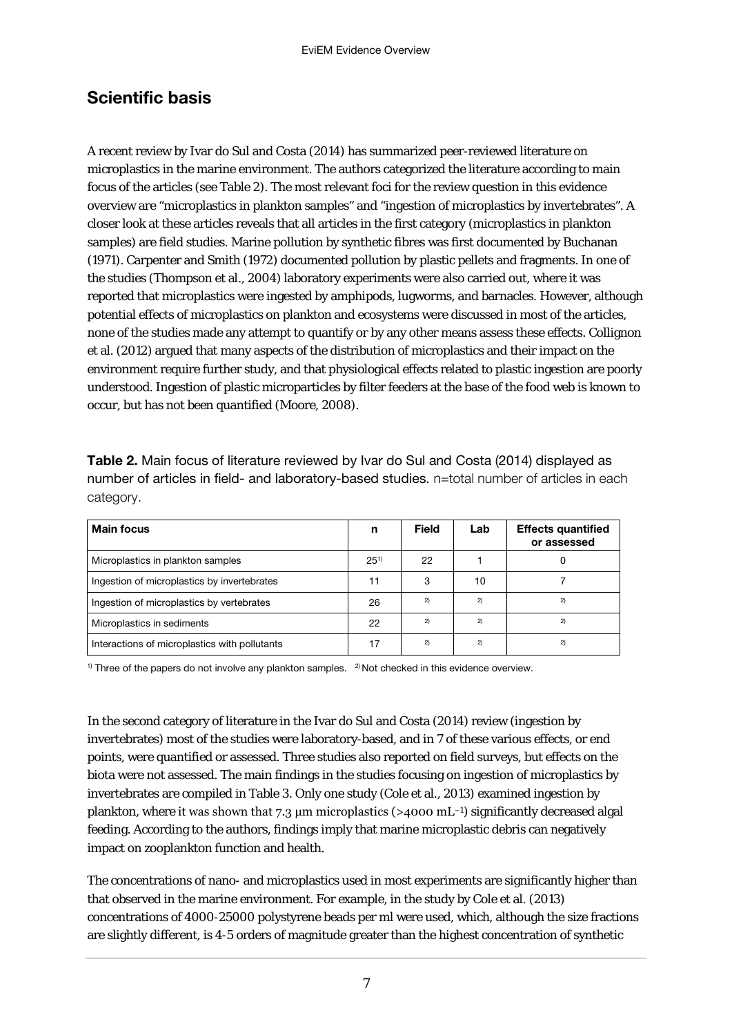## Scientific basis

A recent review by Ivar do Sul and Costa (2014) has summarized peer-reviewed literature on microplastics in the marine environment. The authors categorized the literature according to main focus of the articles (see Table 2). The most relevant foci for the review question in this evidence overview are "microplastics in plankton samples" and "ingestion of microplastics by invertebrates". A closer look at these articles reveals that all articles in the first category (microplastics in plankton samples) are field studies. Marine pollution by synthetic fibres was first documented by Buchanan (1971). Carpenter and Smith (1972) documented pollution by plastic pellets and fragments. In one of the studies (Thompson et al., 2004) laboratory experiments were also carried out, where it was reported that microplastics were ingested by amphipods, lugworms, and barnacles. However, although potential effects of microplastics on plankton and ecosystems were discussed in most of the articles, none of the studies made any attempt to quantify or by any other means assess these effects. Collignon et al. (2012) argued that many aspects of the distribution of microplastics and their impact on the environment require further study, and that physiological effects related to plastic ingestion are poorly understood. Ingestion of plastic microparticles by filter feeders at the base of the food web is known to occur, but has not been quantified (Moore, 2008).

**Table 2.** Main focus of literature reviewed by Ivar do Sul and Costa (2014) displayed as number of articles in field- and laboratory-based studies. n=total number of articles in each category.

| Main focus | n | Field | Lab | Effects quantified or assessed |
|---|---|---|---|---|
| Microplastics in plankton samples | 25[1)] | 22 | 1 | 0 |
| Ingestion of microplastics by invertebrates | 11 | 3 | 10 | 7 |
| Ingestion of microplastics by vertebrates | 26 | [2)] | [2)] | [2)] |
| Microplastics in sediments | 22 | [2)] | [2)] | [2)] |
| Interactions of microplastics with pollutants | 17 | [2)] | [2)] | [2)] |

[1)] Three of the papers do not involve any plankton samples. [2)] Not checked in this evidence overview.

In the second category of literature in the Ivar do Sul and Costa (2014) review (ingestion by invertebrates) most of the studies were laboratory-based, and in 7 of these various effects, or end points, were quantified or assessed. Three studies also reported on field surveys, but effects on the biota were not assessed. The main findings in the studies focusing on ingestion of microplastics by invertebrates are compiled in Table 3. Only one study (Cole et al., 2013) examined ingestion by plankton, where it was shown that 7.3 μm microplastics (>4000 $mL^{-1}$) significantly decreased algal feeding. According to the authors, findings imply that marine microplastic debris can negatively impact on zooplankton function and health.

The concentrations of nano- and microplastics used in most experiments are significantly higher than that observed in the marine environment. For example, in the study by Cole et al. (2013) concentrations of 4000-25000 polystyrene beads per ml were used, which, although the size fractions are slightly different, is 4-5 orders of magnitude greater than the highest concentration of synthetic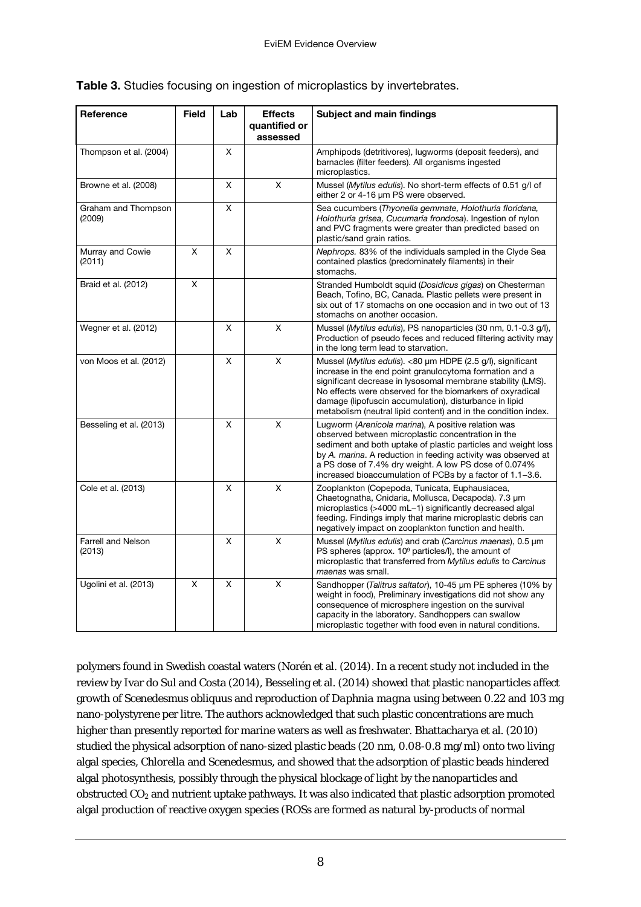**Table 3.** Studies focusing on ingestion of microplastics by invertebrates.

| Reference | Field | Lab | Effects quantified or assessed | Subject and main findings |
|---|---|---|---|---|
| Thompson et al. (2004) | | X | | Amphipods (detritivores), lugworms (deposit feeders), and barnacles (filter feeders). All organisms ingested microplastics. |
| Browne et al. (2008) | | X | X | Mussel (*Mytilus edulis*). No short-term effects of 0.51 g/l of either 2 or 4-16 µm PS were observed. |
| Graham and Thompson (2009) | | X | | Sea cucumbers (*Thyonella gemmate, Holothuria floridana, Holothuria grisea, Cucumaria frondosa*). Ingestion of nylon and PVC fragments were greater than predicted based on plastic/sand grain ratios. |
| Murray and Cowie (2011) | X | X | | *Nephrops.* 83% of the individuals sampled in the Clyde Sea contained plastics (predominately filaments) in their stomachs. |
| Braid et al. (2012) | X | | | Stranded Humboldt squid (*Dosidicus gigas*) on Chesterman Beach, Tofino, BC, Canada. Plastic pellets were present in six out of 17 stomachs on one occasion and in two out of 13 stomachs on another occasion. |
| Wegner et al. (2012) | | X | X | Mussel (*Mytilus edulis*), PS nanoparticles (30 nm, 0.1-0.3 g/l), Production of pseudo feces and reduced filtering activity may in the long term lead to starvation. |
| von Moos et al. (2012) | | X | X | Mussel (*Mytilus edulis*). <80 µm HDPE (2.5 g/l), significant increase in the end point granulocytoma formation and a significant decrease in lysosomal membrane stability (LMS). No effects were observed for the biomarkers of oxyradical damage (lipofuscin accumulation), disturbance in lipid metabolism (neutral lipid content) and in the condition index. |
| Besseling et al. (2013) | | X | X | Lugworm (*Arenicola marina*), A positive relation was observed between microplastic concentration in the sediment and both uptake of plastic particles and weight loss by *A. marina*. A reduction in feeding activity was observed at a PS dose of 7.4% dry weight. A low PS dose of 0.074% increased bioaccumulation of PCBs by a factor of 1.1–3.6. |
| Cole et al. (2013) | | X | X | Zooplankton (Copepoda, Tunicata, Euphausiacea, Chaetognatha, Cnidaria, Mollusca, Decapoda). 7.3 µm microplastics (>4000 mL−1) significantly decreased algal feeding. Findings imply that marine microplastic debris can negatively impact on zooplankton function and health. |
| Farrell and Nelson (2013) | | X | X | Mussel (*Mytilus edulis*) and crab (*Carcinus maenas*), 0.5 µm PS spheres (approx. $10^9$ particles/l), the amount of microplastic that transferred from *Mytilus edulis* to *Carcinus maenas* was small. |
| Ugolini et al. (2013) | X | X | X | Sandhopper (*Talitrus saltator*), 10-45 µm PE spheres (10% by weight in food), Preliminary investigations did not show any consequence of microsphere ingestion on the survival capacity in the laboratory. Sandhoppers can swallow microplastic together with food even in natural conditions. |

polymers found in Swedish coastal waters (Norén et al. (2014). In a recent study not included in the review by Ivar do Sul and Costa (2014), Besseling et al. (2014) showed that plastic nanoparticles affect growth of *Scenedesmus obliquus* and reproduction of *Daphnia magna* using between 0.22 and 103 mg nano-polystyrene per litre. The authors acknowledged that such plastic concentrations are much higher than presently reported for marine waters as well as freshwater. Bhattacharya et al. (2010) studied the physical adsorption of nano-sized plastic beads (20 nm, 0.08-0.8 mg/ml) onto two living algal species, *Chlorella* and *Scenedesmus*, and showed that the adsorption of plastic beads hindered algal photosynthesis, possibly through the physical blockage of light by the nanoparticles and obstructed $CO_2$ and nutrient uptake pathways. It was also indicated that plastic adsorption promoted algal production of reactive oxygen species (ROSs are formed as natural by-products of normal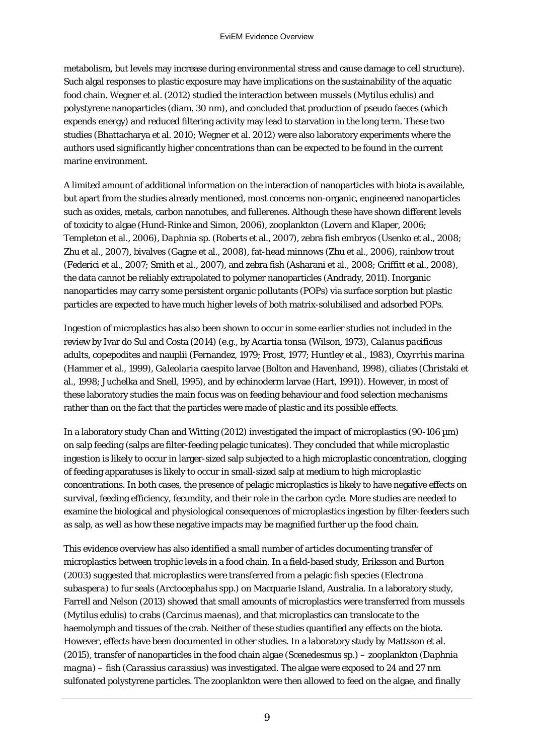metabolism, but levels may increase during environmental stress and cause damage to cell structure). Such algal responses to plastic exposure may have implications on the sustainability of the aquatic food chain. Wegner et al. (2012) studied the interaction between mussels (*Mytilus edulis*) and polystyrene nanoparticles (diam. 30 nm), and concluded that production of pseudo faeces (which expends energy) and reduced filtering activity may lead to starvation in the long term. These two studies (Bhattacharya et al. 2010; Wegner et al. 2012) were also laboratory experiments where the authors used significantly higher concentrations than can be expected to be found in the current marine environment.

A limited amount of additional information on the interaction of nanoparticles with biota is available, but apart from the studies already mentioned, most concerns non-organic, engineered nanoparticles such as oxides, metals, carbon nanotubes, and fullerenes. Although these have shown different levels of toxicity to algae (Hund-Rinke and Simon, 2006), zooplankton (Lovern and Klaper, 2006; Templeton et al., 2006), *Daphnia* sp. (Roberts et al., 2007), zebra fish embryos (Usenko et al., 2008; Zhu et al., 2007), bivalves (Gagne et al., 2008), fat-head minnows (Zhu et al., 2006), rainbow trout (Federici et al., 2007; Smith et al., 2007), and zebra fish (Asharani et al., 2008; Griffitt et al., 2008), the data cannot be reliably extrapolated to polymer nanoparticles (Andrady, 2011). Inorganic nanoparticles may carry some persistent organic pollutants (POPs) via surface sorption but plastic particles are expected to have much higher levels of both matrix-solubilised and adsorbed POPs.

Ingestion of microplastics has also been shown to occur in some earlier studies not included in the review by Ivar do Sul and Costa (2014) (e.g., by *Acartia tonsa* (Wilson, 1973), *Calanus pacificus* adults, copepodites and nauplii (Fernandez, 1979; Frost, 1977; Huntley et al., 1983), *Oxyrrhis marina* (Hammer et al., 1999), *Galeolaria caespito* larvae (Bolton and Havenhand, 1998), ciliates (Christaki et al., 1998; Juchelka and Snell, 1995), and by echinoderm larvae (Hart, 1991)). However, in most of these laboratory studies the main focus was on feeding behaviour and food selection mechanisms rather than on the fact that the particles were made of plastic and its possible effects.

In a laboratory study Chan and Witting (2012) investigated the impact of microplastics (90-106 µm) on salp feeding (salps are filter-feeding pelagic tunicates). They concluded that while microplastic ingestion is likely to occur in larger-sized salp subjected to a high microplastic concentration, clogging of feeding apparatuses is likely to occur in small-sized salp at medium to high microplastic concentrations. In both cases, the presence of pelagic microplastics is likely to have negative effects on survival, feeding efficiency, fecundity, and their role in the carbon cycle. More studies are needed to examine the biological and physiological consequences of microplastics ingestion by filter-feeders such as salp, as well as how these negative impacts may be magnified further up the food chain.

This evidence overview has also identified a small number of articles documenting transfer of microplastics between trophic levels in a food chain. In a field-based study, Eriksson and Burton (2003) suggested that microplastics were transferred from a pelagic fish species (*Electrona subaspera*) to fur seals (*Arctocephalus* spp.) on Macquarie Island, Australia. In a laboratory study, Farrell and Nelson (2013) showed that small amounts of microplastics were transferred from mussels (*Mytilus edulis*) to crabs (*Carcinus maenas*), and that microplastics can translocate to the haemolymph and tissues of the crab. Neither of these studies quantified any effects on the biota. However, effects have been documented in other studies. In a laboratory study by Mattsson et al. (2015), transfer of nanoparticles in the food chain algae (*Scenedesmus* sp.) – zooplankton (*Daphnia magna*) – fish (*Carassius carassius*) was investigated. The algae were exposed to 24 and 27 nm sulfonated polystyrene particles. The zooplankton were then allowed to feed on the algae, and finally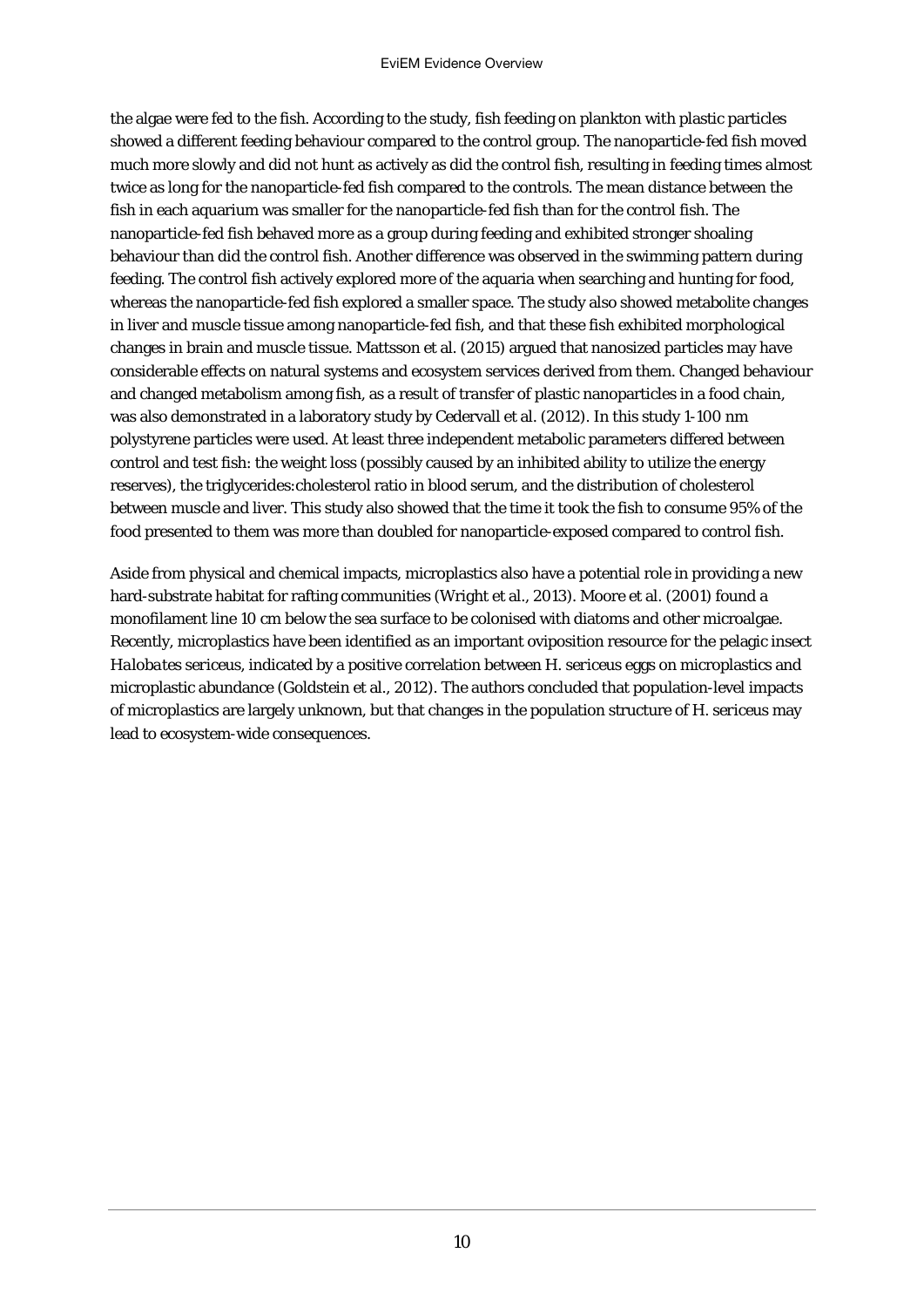the algae were fed to the fish. According to the study, fish feeding on plankton with plastic particles showed a different feeding behaviour compared to the control group. The nanoparticle-fed fish moved much more slowly and did not hunt as actively as did the control fish, resulting in feeding times almost twice as long for the nanoparticle-fed fish compared to the controls. The mean distance between the fish in each aquarium was smaller for the nanoparticle-fed fish than for the control fish. The nanoparticle-fed fish behaved more as a group during feeding and exhibited stronger shoaling behaviour than did the control fish. Another difference was observed in the swimming pattern during feeding. The control fish actively explored more of the aquaria when searching and hunting for food, whereas the nanoparticle-fed fish explored a smaller space. The study also showed metabolite changes in liver and muscle tissue among nanoparticle-fed fish, and that these fish exhibited morphological changes in brain and muscle tissue. Mattsson et al. (2015) argued that nanosized particles may have considerable effects on natural systems and ecosystem services derived from them. Changed behaviour and changed metabolism among fish, as a result of transfer of plastic nanoparticles in a food chain, was also demonstrated in a laboratory study by Cedervall et al. (2012). In this study 1-100 nm polystyrene particles were used. At least three independent metabolic parameters differed between control and test fish: the weight loss (possibly caused by an inhibited ability to utilize the energy reserves), the triglycerides:cholesterol ratio in blood serum, and the distribution of cholesterol between muscle and liver. This study also showed that the time it took the fish to consume 95% of the food presented to them was more than doubled for nanoparticle-exposed compared to control fish.

Aside from physical and chemical impacts, microplastics also have a potential role in providing a new hard-substrate habitat for rafting communities (Wright et al., 2013). Moore et al. (2001) found a monofilament line 10 cm below the sea surface to be colonised with diatoms and other microalgae. Recently, microplastics have been identified as an important oviposition resource for the pelagic insect *Halobates sericeus*, indicated by a positive correlation between *H. sericeus* eggs on microplastics and microplastic abundance (Goldstein et al., 2012). The authors concluded that population-level impacts of microplastics are largely unknown, but that changes in the population structure of *H. sericeus* may lead to ecosystem-wide consequences.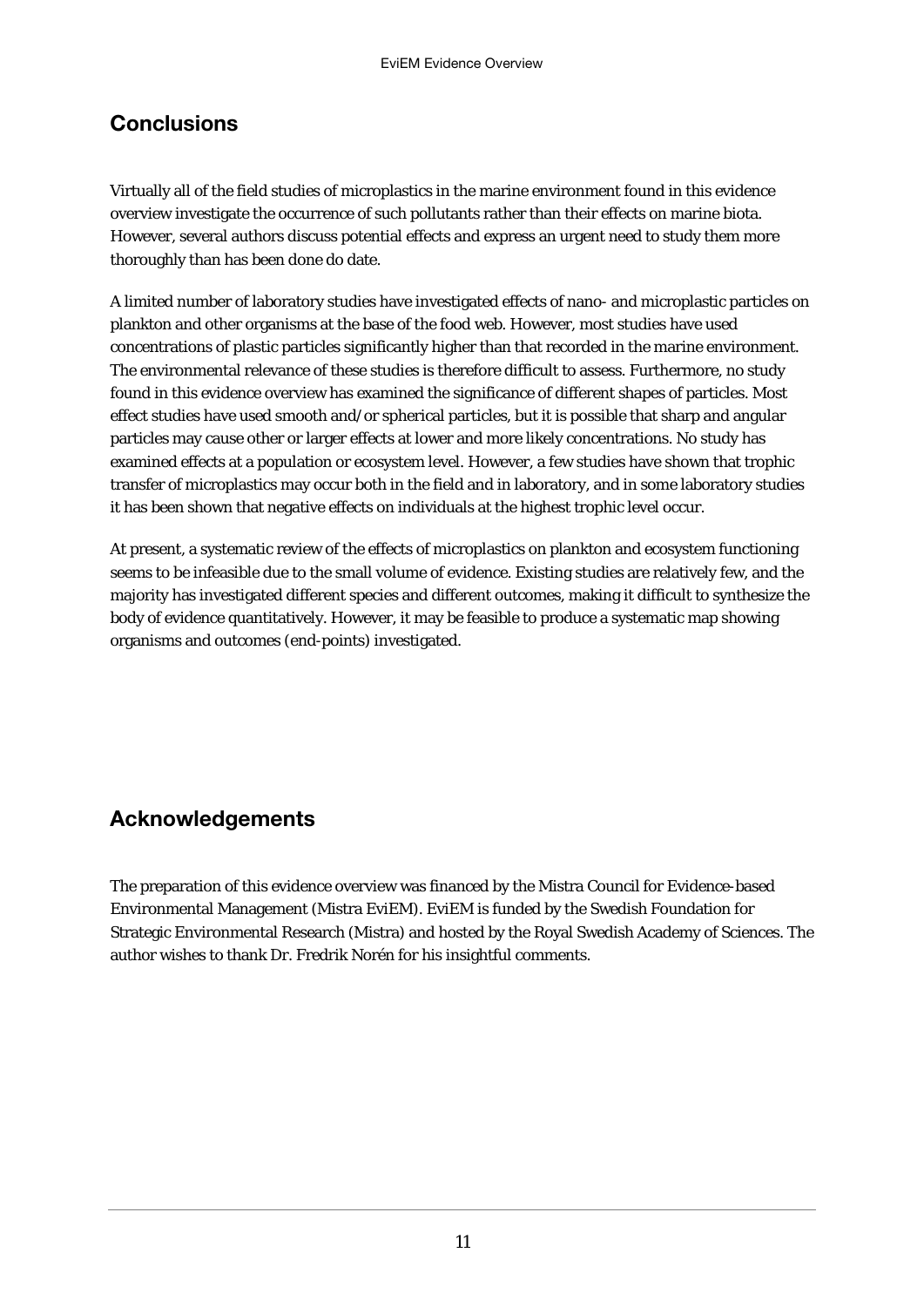## Conclusions

Virtually all of the field studies of microplastics in the marine environment found in this evidence overview investigate the occurrence of such pollutants rather than their effects on marine biota. However, several authors discuss potential effects and express an urgent need to study them more thoroughly than has been done do date.

A limited number of laboratory studies have investigated effects of nano- and microplastic particles on plankton and other organisms at the base of the food web. However, most studies have used concentrations of plastic particles significantly higher than that recorded in the marine environment. The environmental relevance of these studies is therefore difficult to assess. Furthermore, no study found in this evidence overview has examined the significance of different shapes of particles. Most effect studies have used smooth and/or spherical particles, but it is possible that sharp and angular particles may cause other or larger effects at lower and more likely concentrations. No study has examined effects at a population or ecosystem level. However, a few studies have shown that trophic transfer of microplastics may occur both in the field and in laboratory, and in some laboratory studies it has been shown that negative effects on individuals at the highest trophic level occur.

At present, a systematic review of the effects of microplastics on plankton and ecosystem functioning seems to be infeasible due to the small volume of evidence. Existing studies are relatively few, and the majority has investigated different species and different outcomes, making it difficult to synthesize the body of evidence quantitatively. However, it may be feasible to produce a systematic map showing organisms and outcomes (end-points) investigated.

## Acknowledgements

The preparation of this evidence overview was financed by the Mistra Council for Evidence-based Environmental Management (Mistra EviEM). EviEM is funded by the Swedish Foundation for Strategic Environmental Research (Mistra) and hosted by the Royal Swedish Academy of Sciences. The author wishes to thank Dr. Fredrik Norén for his insightful comments.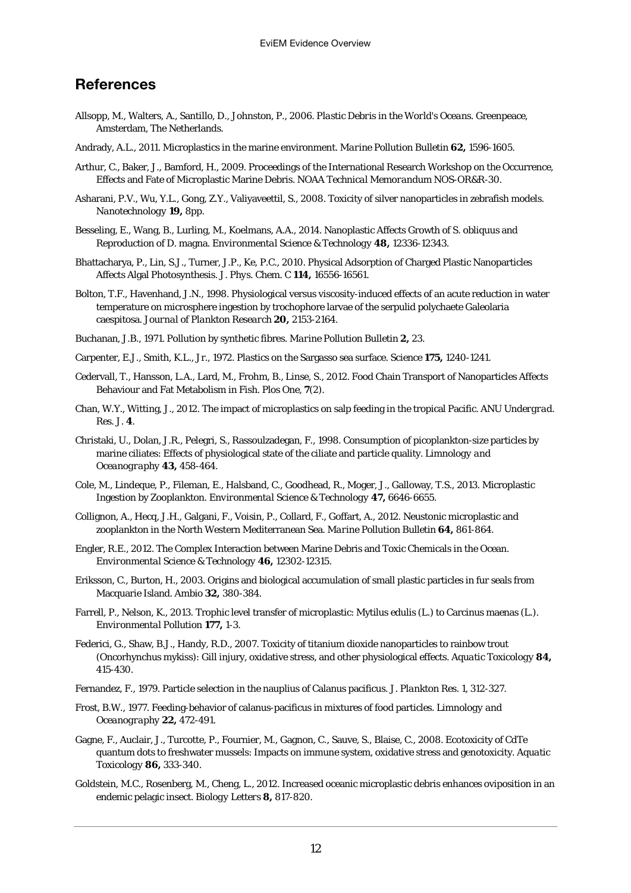## References

Allsopp, M., Walters, A., Santillo, D., Johnston, P., 2006. *Plastic Debris in the World's Oceans*. Greenpeace, Amsterdam, The Netherlands.

Andrady, A.L., 2011. Microplastics in the marine environment. *Marine Pollution Bulletin* **62,** 1596-1605.

Arthur, C., Baker, J., Bamford, H., 2009. Proceedings of the International Research Workshop on the Occurrence, Effects and Fate of Microplastic Marine Debris. *NOAA Technical Memorandum NOS-OR&R-30*.

Asharani, P.V., Wu, Y.L., Gong, Z.Y., Valiyaveettil, S., 2008. Toxicity of silver nanoparticles in zebrafish models. *Nanotechnology* **19,** 8pp.

Besseling, E., Wang, B., Lurling, M., Koelmans, A.A., 2014. Nanoplastic Affects Growth of S. obliquus and Reproduction of D. magna. *Environmental Science & Technology* **48,** 12336-12343.

Bhattacharya, P., Lin, S.J., Turner, J.P., Ke, P.C., 2010. Physical Adsorption of Charged Plastic Nanoparticles Affects Algal Photosynthesis. *J. Phys. Chem. C* **114,** 16556-16561.

Bolton, T.F., Havenhand, J.N., 1998. Physiological versus viscosity-induced effects of an acute reduction in water temperature on microsphere ingestion by trochophore larvae of the serpulid polychaete Galeolaria caespitosa. *Journal of Plankton Research* **20,** 2153-2164.

Buchanan, J.B., 1971. Pollution by synthetic fibres. *Marine Pollution Bulletin* **2,** 23.

Carpenter, E.J., Smith, K.L., Jr., 1972. Plastics on the Sargasso sea surface. Science **175,** 1240-1241.

Cedervall, T., Hansson, L.A., Lard, M., Frohm, B., Linse, S., 2012. Food Chain Transport of Nanoparticles Affects Behaviour and Fat Metabolism in Fish. Plos One, **7**(2).

Chan, W.Y., Witting, J., 2012. The impact of microplastics on salp feeding in the tropical Pacific. *ANU Undergrad. Res. J.* **4**.

Christaki, U., Dolan, J.R., Pelegri, S., Rassoulzadegan, F., 1998. Consumption of picoplankton-size particles by marine ciliates: Effects of physiological state of the ciliate and particle quality. *Limnology and Oceanography* **43,** 458-464.

Cole, M., Lindeque, P., Fileman, E., Halsband, C., Goodhead, R., Moger, J., Galloway, T.S., 2013. Microplastic Ingestion by Zooplankton. *Environmental Science & Technology* **47,** 6646-6655.

Collignon, A., Hecq, J.H., Galgani, F., Voisin, P., Collard, F., Goffart, A., 2012. Neustonic microplastic and zooplankton in the North Western Mediterranean Sea. *Marine Pollution Bulletin* **64,** 861-864.

Engler, R.E., 2012. The Complex Interaction between Marine Debris and Toxic Chemicals in the Ocean. *Environmental Science & Technology* **46,** 12302-12315.

Eriksson, C., Burton, H., 2003. Origins and biological accumulation of small plastic particles in fur seals from Macquarie Island. *Ambio* **32,** 380-384.

Farrell, P., Nelson, K., 2013. Trophic level transfer of microplastic: Mytilus edulis (L.) to Carcinus maenas (L.). *Environmental Pollution* **177,** 1-3.

Federici, G., Shaw, B.J., Handy, R.D., 2007. Toxicity of titanium dioxide nanoparticles to rainbow trout (Oncorhynchus mykiss): Gill injury, oxidative stress, and other physiological effects. *Aquatic Toxicology* **84,** 415-430.

Fernandez, F., 1979. Particle selection in the nauplius of Calanus pacificus. *J. Plankton Res.* 1, 312-327.

Frost, B.W., 1977. Feeding-behavior of calanus-pacificus in mixtures of food particles. *Limnology and Oceanography* **22,** 472-491.

Gagne, F., Auclair, J., Turcotte, P., Fournier, M., Gagnon, C., Sauve, S., Blaise, C., 2008. Ecotoxicity of CdTe quantum dots to freshwater mussels: Impacts on immune system, oxidative stress and genotoxicity. *Aquatic Toxicology* **86,** 333-340.

Goldstein, M.C., Rosenberg, M., Cheng, L., 2012. Increased oceanic microplastic debris enhances oviposition in an endemic pelagic insect. *Biology Letters* **8,** 817-820.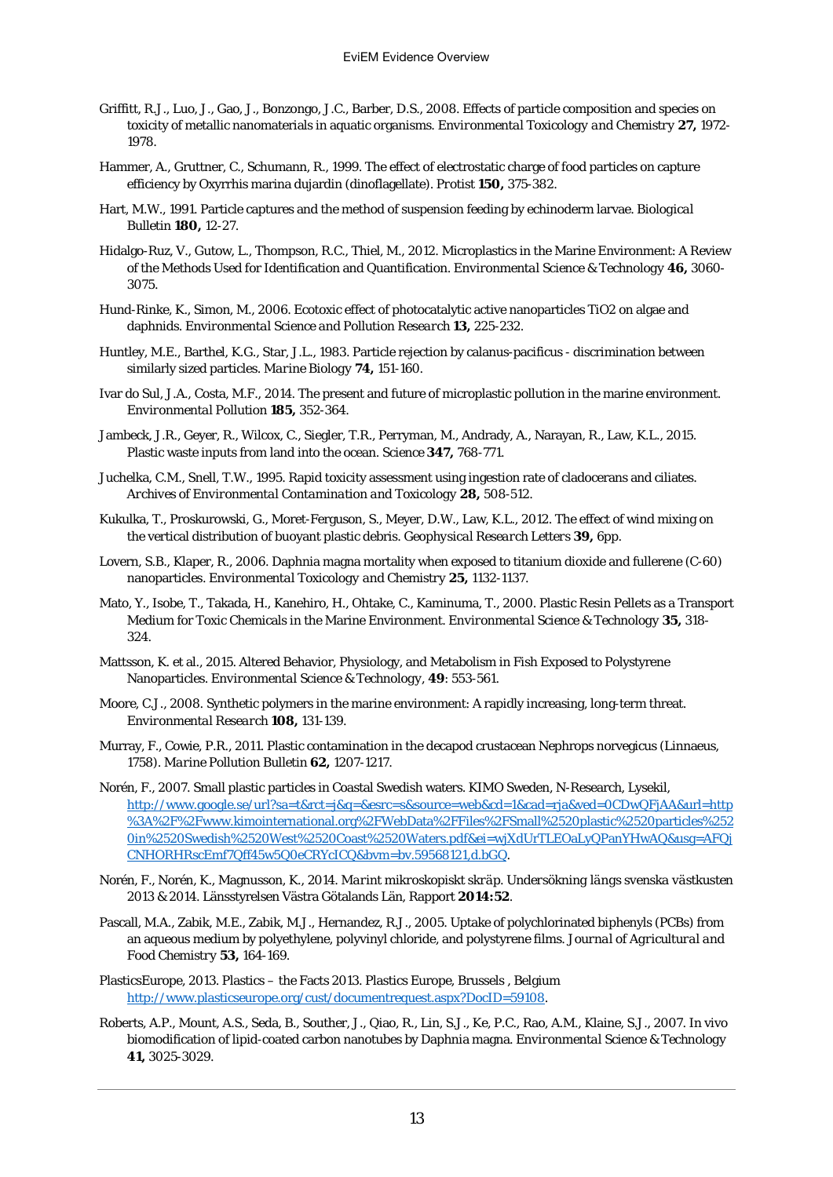Griffitt, R.J., Luo, J., Gao, J., Bonzongo, J.C., Barber, D.S., 2008. Effects of particle composition and species on toxicity of metallic nanomaterials in aquatic organisms. *Environmental Toxicology and Chemistry* **27,** 1972-1978.

Hammer, A., Gruttner, C., Schumann, R., 1999. The effect of electrostatic charge of food particles on capture efficiency by Oxyrrhis marina dujardin (dinoflagellate). *Protist* **150,** 375-382.

Hart, M.W., 1991. Particle captures and the method of suspension feeding by echinoderm larvae. *Biological Bulletin* **180,** 12-27.

Hidalgo-Ruz, V., Gutow, L., Thompson, R.C., Thiel, M., 2012. Microplastics in the Marine Environment: A Review of the Methods Used for Identification and Quantification. *Environmental Science & Technology* **46,** 3060-3075.

Hund-Rinke, K., Simon, M., 2006. Ecotoxic effect of photocatalytic active nanoparticles TiO2 on algae and daphnids. *Environmental Science and Pollution Research* **13,** 225-232.

Huntley, M.E., Barthel, K.G., Star, J.L., 1983. Particle rejection by calanus-pacificus - discrimination between similarly sized particles. *Marine Biology* **74,** 151-160.

Ivar do Sul, J.A., Costa, M.F., 2014. The present and future of microplastic pollution in the marine environment. *Environmental Pollution* **185,** 352-364.

Jambeck, J.R., Geyer, R., Wilcox, C., Siegler, T.R., Perryman, M., Andrady, A., Narayan, R., Law, K.L., 2015. Plastic waste inputs from land into the ocean. *Science* **347,** 768-771.

Juchelka, C.M., Snell, T.W., 1995. Rapid toxicity assessment using ingestion rate of cladocerans and ciliates. *Archives of Environmental Contamination and Toxicology* **28,** 508-512.

Kukulka, T., Proskurowski, G., Moret-Ferguson, S., Meyer, D.W., Law, K.L., 2012. The effect of wind mixing on the vertical distribution of buoyant plastic debris. *Geophysical Research Letters* **39,** 6pp.

Lovern, S.B., Klaper, R., 2006. Daphnia magna mortality when exposed to titanium dioxide and fullerene (C-60) nanoparticles. *Environmental Toxicology and Chemistry* **25,** 1132-1137.

Mato, Y., Isobe, T., Takada, H., Kanehiro, H., Ohtake, C., Kaminuma, T., 2000. Plastic Resin Pellets as a Transport Medium for Toxic Chemicals in the Marine Environment. *Environmental Science & Technology* **35,** 318-324.

Mattsson, K. et al., 2015. Altered Behavior, Physiology, and Metabolism in Fish Exposed to Polystyrene Nanoparticles. *Environmental Science & Technology*, **49**: 553-561.

Moore, C.J., 2008. Synthetic polymers in the marine environment: A rapidly increasing, long-term threat. *Environmental Research* **108,** 131-139.

Murray, F., Cowie, P.R., 2011. Plastic contamination in the decapod crustacean Nephrops norvegicus (Linnaeus, 1758). *Marine Pollution Bulletin* **62,** 1207-1217.

Norén, F., 2007. Small plastic particles in Coastal Swedish waters. KIMO Sweden, N-Research, Lysekil, http://www.google.se/url?sa=t&rct=j&q=&esrc=s&source=web&cd=1&cad=rja&ved=0CDwQFjAA&url=http%3A%2F%2Fwww.kimointernational.org%2FWebData%2FFiles%2FSmall%2520plastic%2520particles%2520in%2520Swedish%2520West%2520Coast%2520Waters.pdf&ei=wjXdUrTLEOaLyQPanYHwAQ&usg=AFQjCNHORHRscEmf7Qff45w5Q0eCRYcICQ&bvm=bv.59568121,d.bGQ.

Norén, F., Norén, K., Magnusson, K., 2014. *Marint mikroskopiskt skräp. Undersökning längs svenska västkusten 2013 & 2014.* Länsstyrelsen Västra Götalands Län, Rapport **2014:52**.

Pascall, M.A., Zabik, M.E., Zabik, M.J., Hernandez, R.J., 2005. Uptake of polychlorinated biphenyls (PCBs) from an aqueous medium by polyethylene, polyvinyl chloride, and polystyrene films. *Journal of Agricultural and Food Chemistry* **53,** 164-169.

PlasticsEurope, 2013. Plastics – the Facts 2013. Plastics Europe, Brussels , Belgium http://www.plasticseurope.org/cust/documentrequest.aspx?DocID=59108.

Roberts, A.P., Mount, A.S., Seda, B., Souther, J., Qiao, R., Lin, S.J., Ke, P.C., Rao, A.M., Klaine, S.J., 2007. In vivo biomodification of lipid-coated carbon nanotubes by Daphnia magna. *Environmental Science & Technology* **41,** 3025-3029.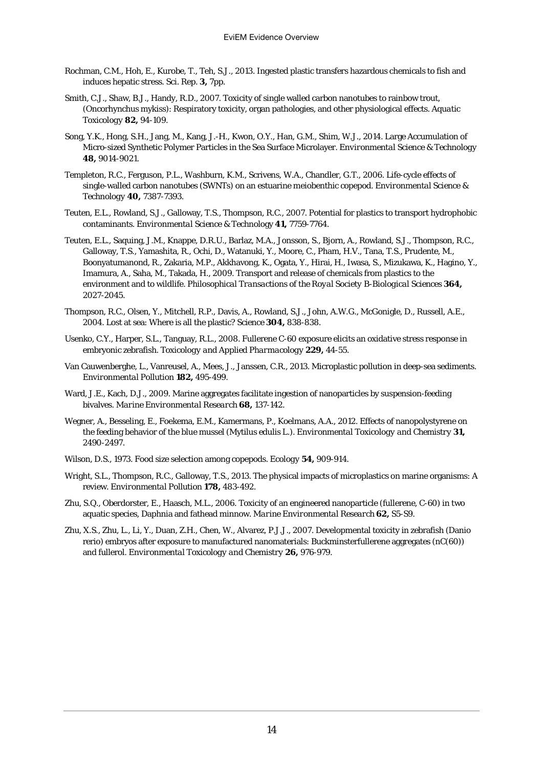Rochman, C.M., Hoh, E., Kurobe, T., Teh, S.J., 2013. Ingested plastic transfers hazardous chemicals to fish and induces hepatic stress. Sci. Rep. **3,** 7pp.

Smith, C.J., Shaw, B.J., Handy, R.D., 2007. Toxicity of single walled carbon nanotubes to rainbow trout, (Oncorhynchus mykiss): Respiratory toxicity, organ pathologies, and other physiological effects. *Aquatic Toxicology* **82,** 94-109.

Song, Y.K., Hong, S.H., Jang, M., Kang, J.-H., Kwon, O.Y., Han, G.M., Shim, W.J., 2014. Large Accumulation of Micro-sized Synthetic Polymer Particles in the Sea Surface Microlayer. *Environmental Science & Technology* **48,** 9014-9021.

Templeton, R.C., Ferguson, P.L., Washburn, K.M., Scrivens, W.A., Chandler, G.T., 2006. Life-cycle effects of single-walled carbon nanotubes (SWNTs) on an estuarine meiobenthic copepod. *Environmental Science & Technology* **40,** 7387-7393.

Teuten, E.L., Rowland, S.J., Galloway, T.S., Thompson, R.C., 2007. Potential for plastics to transport hydrophobic contaminants. *Environmental Science & Technology* **41,** 7759-7764.

Teuten, E.L., Saquing, J.M., Knappe, D.R.U., Barlaz, M.A., Jonsson, S., Bjorn, A., Rowland, S.J., Thompson, R.C., Galloway, T.S., Yamashita, R., Ochi, D., Watanuki, Y., Moore, C., Pham, H.V., Tana, T.S., Prudente, M., Boonyatumanond, R., Zakaria, M.P., Akkhavong, K., Ogata, Y., Hirai, H., Iwasa, S., Mizukawa, K., Hagino, Y., Imamura, A., Saha, M., Takada, H., 2009. Transport and release of chemicals from plastics to the environment and to wildlife. *Philosophical Transactions of the Royal Society B-Biological Sciences* **364,** 2027-2045.

Thompson, R.C., Olsen, Y., Mitchell, R.P., Davis, A., Rowland, S.J., John, A.W.G., McGonigle, D., Russell, A.E., 2004. Lost at sea: Where is all the plastic? *Science* **304,** 838-838.

Usenko, C.Y., Harper, S.L., Tanguay, R.L., 2008. Fullerene C-60 exposure elicits an oxidative stress response in embryonic zebrafish. *Toxicology and Applied Pharmacology* **229,** 44-55.

Van Cauwenberghe, L., Vanreusel, A., Mees, J., Janssen, C.R., 2013. Microplastic pollution in deep-sea sediments. *Environmental Pollution* **182,** 495-499.

Ward, J.E., Kach, D.J., 2009. Marine aggregates facilitate ingestion of nanoparticles by suspension-feeding bivalves. *Marine Environmental Research* **68,** 137-142.

Wegner, A., Besseling, E., Foekema, E.M., Kamermans, P., Koelmans, A.A., 2012. Effects of nanopolystyrene on the feeding behavior of the blue mussel (Mytilus edulis L.). *Environmental Toxicology and Chemistry* **31,** 2490-2497.

Wilson, D.S., 1973. Food size selection among copepods. *Ecology* **54,** 909-914.

Wright, S.L., Thompson, R.C., Galloway, T.S., 2013. The physical impacts of microplastics on marine organisms: A review. *Environmental Pollution* **178,** 483-492.

Zhu, S.Q., Oberdorster, E., Haasch, M.L., 2006. Toxicity of an engineered nanoparticle (fullerene, C-60) in two aquatic species, Daphnia and fathead minnow. *Marine Environmental Research* **62,** S5-S9.

Zhu, X.S., Zhu, L., Li, Y., Duan, Z.H., Chen, W., Alvarez, P.J.J., 2007. Developmental toxicity in zebrafish (Danio rerio) embryos after exposure to manufactured nanomaterials: Buckminsterfullerene aggregates (nC(60)) and fullerol. *Environmental Toxicology and Chemistry* **26,** 976-979.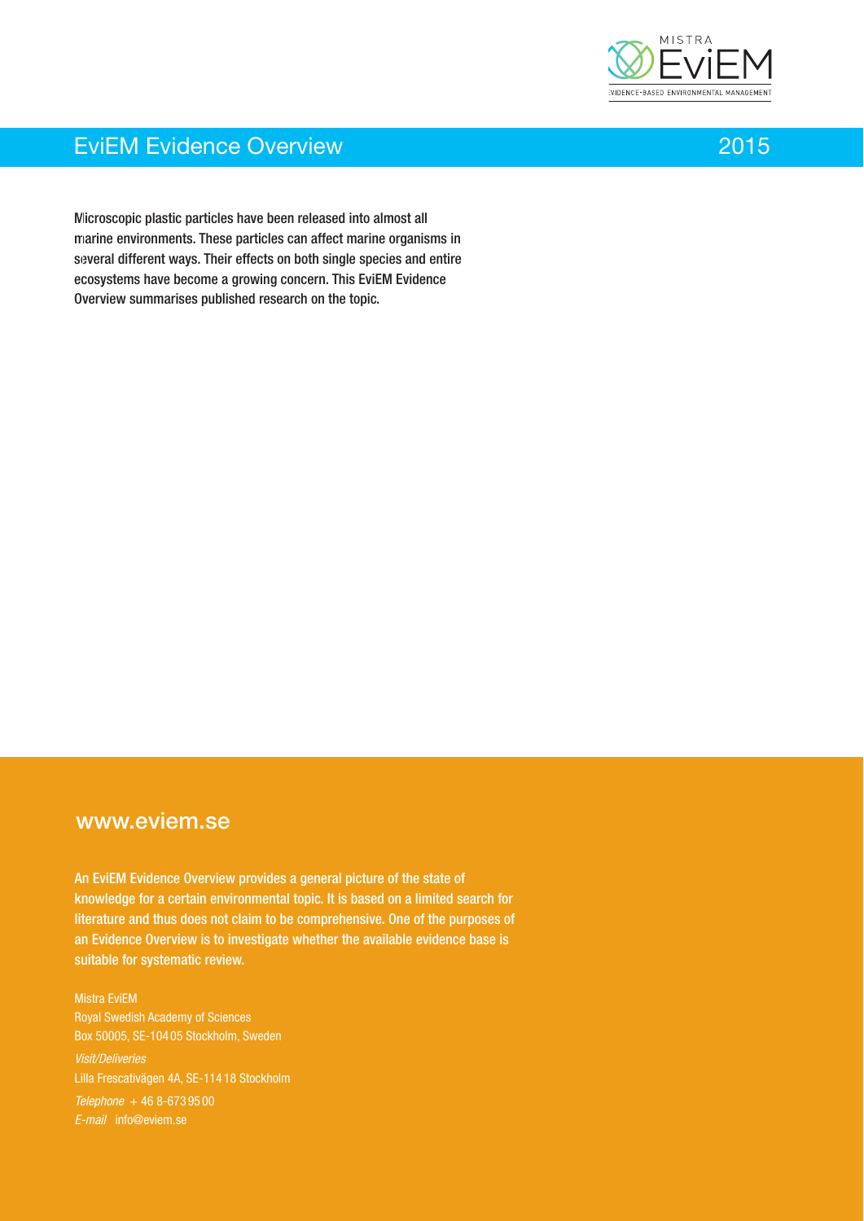MISTRA EviEM

EVIDENCE-BASED ENVIRONMENTAL MANAGEMENT

EviEM Evidence Overview

2015

Microscopic plastic particles have been released into almost all marine environments. These particles can affect marine organisms in several different ways. Their effects on both single species and entire ecosystems have become a growing concern. This EviEM Evidence Overview summarises published research on the topic.

## www.eviem.se

An EviEM Evidence Overview provides a general picture of the state of knowledge for a certain environmental topic. It is based on a limited search for literature and thus does not claim to be comprehensive. One of the purposes of an Evidence Overview is to investigate whether the available evidence base is suitable for systematic review.

Mistra EviEM
Royal Swedish Academy of Sciences
Box 50005, SE-104 05 Stockholm, Sweden

*Visit/Deliveries*
Lilla Frescativägen 4A, SE-114 18 Stockholm

*Telephone* + 46 8-673 95 00
*E-mail* info@eviem.se